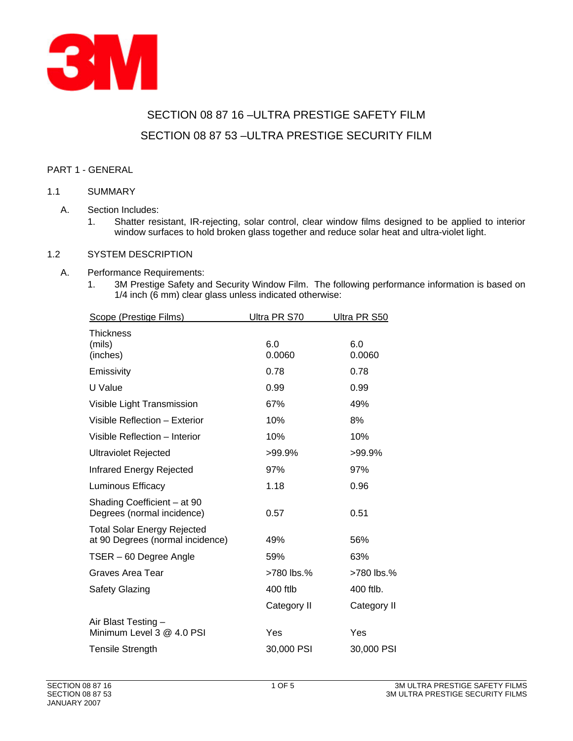3M

# SECTION 08 87 16 –ULTRA PRESTIGE SAFETY FILM
# SECTION 08 87 53 –ULTRA PRESTIGE SECURITY FILM

## PART 1 - GENERAL

### 1.1 SUMMARY

A. Section Includes:

1. Shatter resistant, IR-rejecting, solar control, clear window films designed to be applied to interior window surfaces to hold broken glass together and reduce solar heat and ultra-violet light.

### 1.2 SYSTEM DESCRIPTION

A. Performance Requirements:

1. 3M Prestige Safety and Security Window Film. The following performance information is based on 1/4 inch (6 mm) clear glass unless indicated otherwise:

| Scope (Prestige Films) | Ultra PR S70 | Ultra PR S50 |
|---|---|---|
| Thickness<br>(mils)<br>(inches) | <br>6.0<br>0.0060 | <br>6.0<br>0.0060 |
| Emissivity | 0.78 | 0.78 |
| U Value | 0.99 | 0.99 |
| Visible Light Transmission | 67% | 49% |
| Visible Reflection – Exterior | 10% | 8% |
| Visible Reflection – Interior | 10% | 10% |
| Ultraviolet Rejected | >99.9% | >99.9% |
| Infrared Energy Rejected | 97% | 97% |
| Luminous Efficacy | 1.18 | 0.96 |
| Shading Coefficient – at 90 Degrees (normal incidence) | 0.57 | 0.51 |
| Total Solar Energy Rejected at 90 Degrees (normal incidence) | 49% | 56% |
| TSER – 60 Degree Angle | 59% | 63% |
| Graves Area Tear | >780 lbs.% | >780 lbs.% |
| Safety Glazing | 400 ftlb<br>Category II | 400 ftlb.<br>Category II |
| Air Blast Testing – Minimum Level 3 @ 4.0 PSI | Yes | Yes |
| Tensile Strength | 30,000 PSI | 30,000 PSI |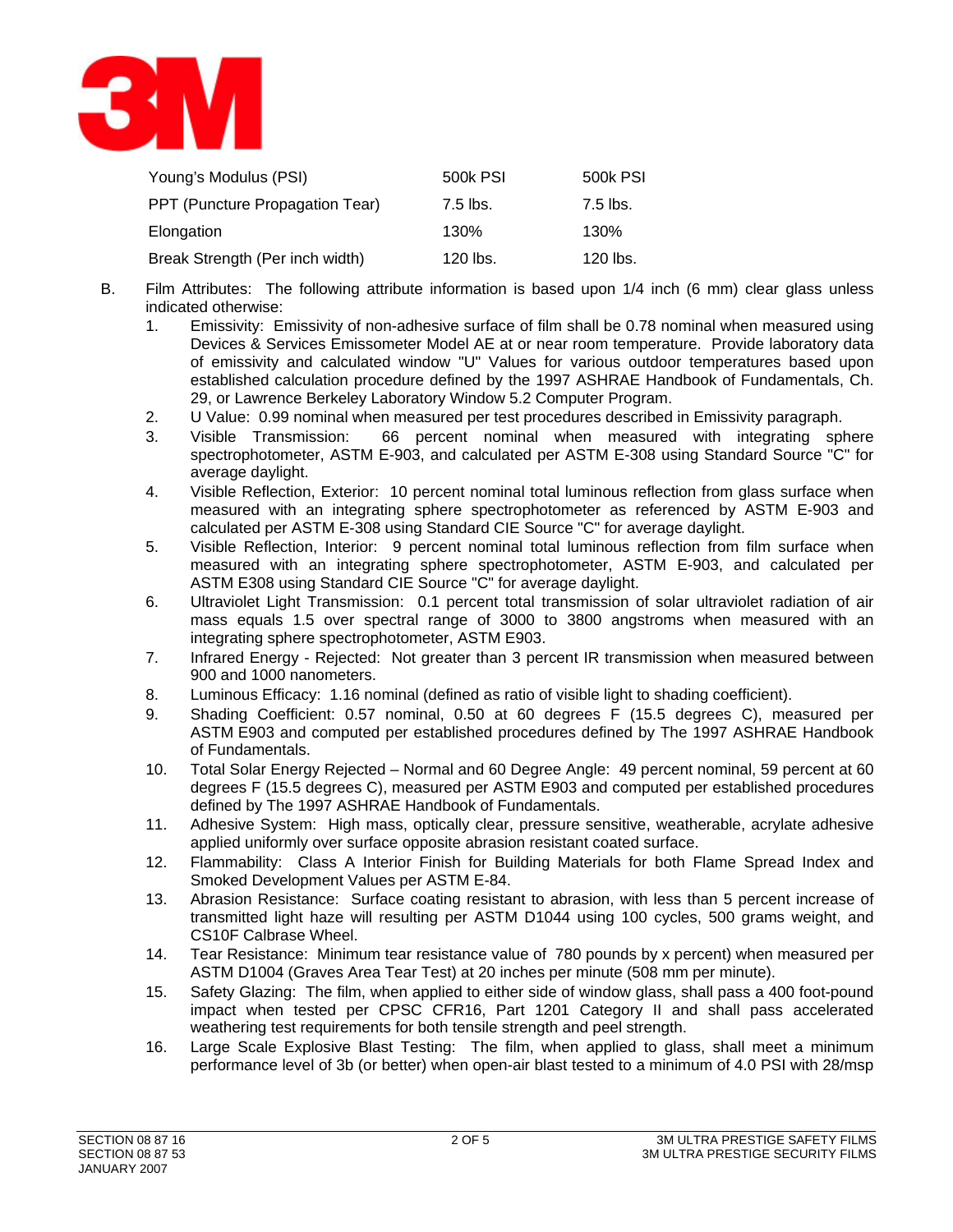| | | |
|---|---|---|
| Young's Modulus (PSI) | 500k PSI | 500k PSI |
| PPT (Puncture Propagation Tear) | 7.5 lbs. | 7.5 lbs. |
| Elongation | 130% | 130% |
| Break Strength (Per inch width) | 120 lbs. | 120 lbs. |

B. Film Attributes: The following attribute information is based upon 1/4 inch (6 mm) clear glass unless indicated otherwise:

1. Emissivity: Emissivity of non-adhesive surface of film shall be 0.78 nominal when measured using Devices & Services Emissometer Model AE at or near room temperature. Provide laboratory data of emissivity and calculated window "U" Values for various outdoor temperatures based upon established calculation procedure defined by the 1997 ASHRAE Handbook of Fundamentals, Ch. 29, or Lawrence Berkeley Laboratory Window 5.2 Computer Program.
2. U Value: 0.99 nominal when measured per test procedures described in Emissivity paragraph.
3. Visible Transmission: 66 percent nominal when measured with integrating sphere spectrophotometer, ASTM E-903, and calculated per ASTM E-308 using Standard Source "C" for average daylight.
4. Visible Reflection, Exterior: 10 percent nominal total luminous reflection from glass surface when measured with an integrating sphere spectrophotometer as referenced by ASTM E-903 and calculated per ASTM E-308 using Standard CIE Source "C" for average daylight.
5. Visible Reflection, Interior: 9 percent nominal total luminous reflection from film surface when measured with an integrating sphere spectrophotometer, ASTM E-903, and calculated per ASTM E308 using Standard CIE Source "C" for average daylight.
6. Ultraviolet Light Transmission: 0.1 percent total transmission of solar ultraviolet radiation of air mass equals 1.5 over spectral range of 3000 to 3800 angstroms when measured with an integrating sphere spectrophotometer, ASTM E903.
7. Infrared Energy - Rejected: Not greater than 3 percent IR transmission when measured between 900 and 1000 nanometers.
8. Luminous Efficacy: 1.16 nominal (defined as ratio of visible light to shading coefficient).
9. Shading Coefficient: 0.57 nominal, 0.50 at 60 degrees F (15.5 degrees C), measured per ASTM E903 and computed per established procedures defined by The 1997 ASHRAE Handbook of Fundamentals.
10. Total Solar Energy Rejected – Normal and 60 Degree Angle: 49 percent nominal, 59 percent at 60 degrees F (15.5 degrees C), measured per ASTM E903 and computed per established procedures defined by The 1997 ASHRAE Handbook of Fundamentals.
11. Adhesive System: High mass, optically clear, pressure sensitive, weatherable, acrylate adhesive applied uniformly over surface opposite abrasion resistant coated surface.
12. Flammability: Class A Interior Finish for Building Materials for both Flame Spread Index and Smoked Development Values per ASTM E-84.
13. Abrasion Resistance: Surface coating resistant to abrasion, with less than 5 percent increase of transmitted light haze will resulting per ASTM D1044 using 100 cycles, 500 grams weight, and CS10F Calbrase Wheel.
14. Tear Resistance: Minimum tear resistance value of 780 pounds by x percent) when measured per ASTM D1004 (Graves Area Tear Test) at 20 inches per minute (508 mm per minute).
15. Safety Glazing: The film, when applied to either side of window glass, shall pass a 400 foot-pound impact when tested per CPSC CFR16, Part 1201 Category II and shall pass accelerated weathering test requirements for both tensile strength and peel strength.
16. Large Scale Explosive Blast Testing: The film, when applied to glass, shall meet a minimum performance level of 3b (or better) when open-air blast tested to a minimum of 4.0 PSI with 28/msp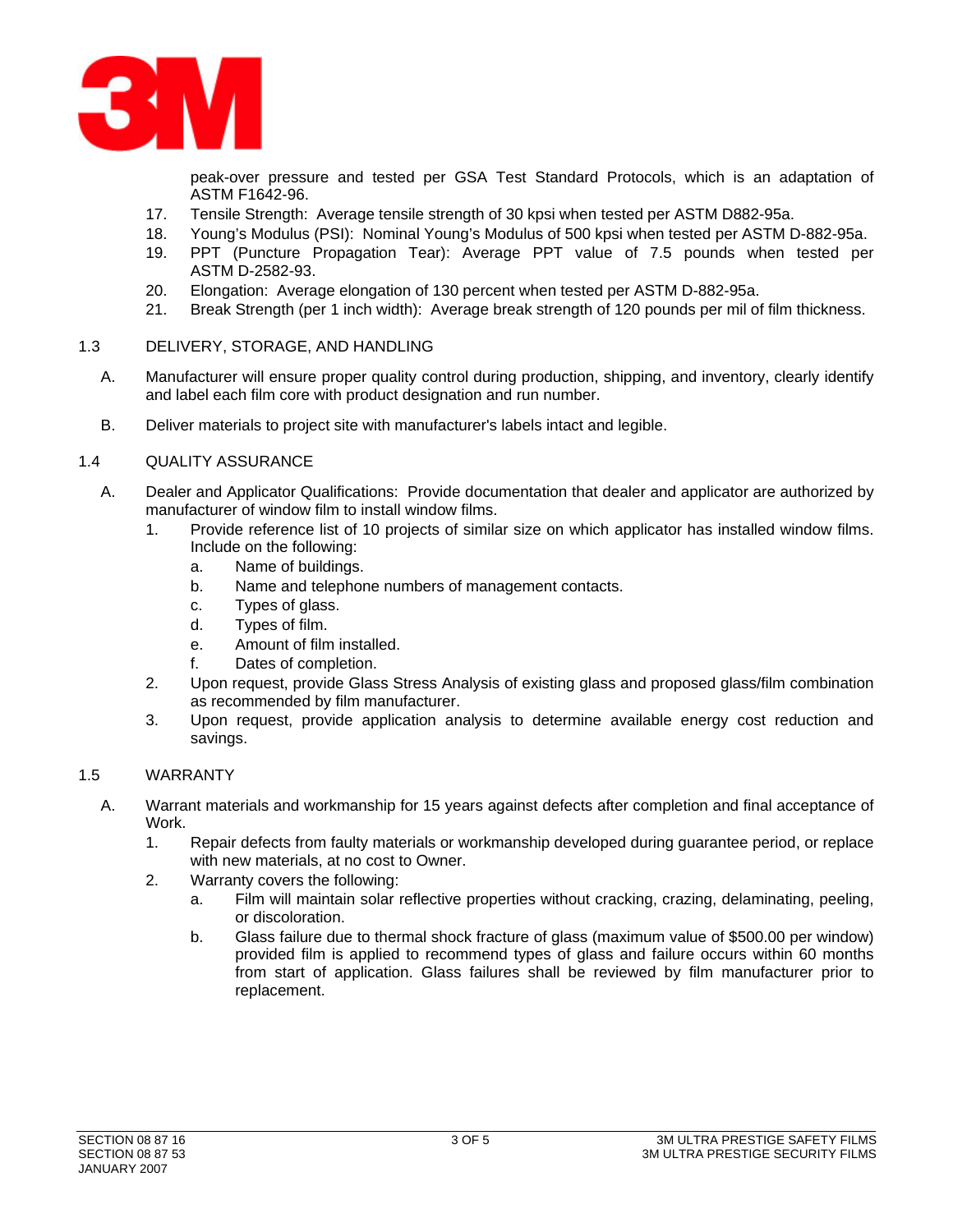peak-over pressure and tested per GSA Test Standard Protocols, which is an adaptation of ASTM F1642-96.

17. Tensile Strength: Average tensile strength of 30 kpsi when tested per ASTM D882-95a.
18. Young's Modulus (PSI): Nominal Young's Modulus of 500 kpsi when tested per ASTM D-882-95a.
19. PPT (Puncture Propagation Tear): Average PPT value of 7.5 pounds when tested per ASTM D-2582-93.
20. Elongation: Average elongation of 130 percent when tested per ASTM D-882-95a.
21. Break Strength (per 1 inch width): Average break strength of 120 pounds per mil of film thickness.

## 1.3 DELIVERY, STORAGE, AND HANDLING

A. Manufacturer will ensure proper quality control during production, shipping, and inventory, clearly identify and label each film core with product designation and run number.

B. Deliver materials to project site with manufacturer's labels intact and legible.

## 1.4 QUALITY ASSURANCE

A. Dealer and Applicator Qualifications: Provide documentation that dealer and applicator are authorized by manufacturer of window film to install window films.
   1. Provide reference list of 10 projects of similar size on which applicator has installed window films. Include on the following:
      a. Name of buildings.
      b. Name and telephone numbers of management contacts.
      c. Types of glass.
      d. Types of film.
      e. Amount of film installed.
      f. Dates of completion.
   2. Upon request, provide Glass Stress Analysis of existing glass and proposed glass/film combination as recommended by film manufacturer.
   3. Upon request, provide application analysis to determine available energy cost reduction and savings.

## 1.5 WARRANTY

A. Warrant materials and workmanship for 15 years against defects after completion and final acceptance of Work.
   1. Repair defects from faulty materials or workmanship developed during guarantee period, or replace with new materials, at no cost to Owner.
   2. Warranty covers the following:
      a. Film will maintain solar reflective properties without cracking, crazing, delaminating, peeling, or discoloration.
      b. Glass failure due to thermal shock fracture of glass (maximum value of $500.00 per window) provided film is applied to recommend types of glass and failure occurs within 60 months from start of application. Glass failures shall be reviewed by film manufacturer prior to replacement.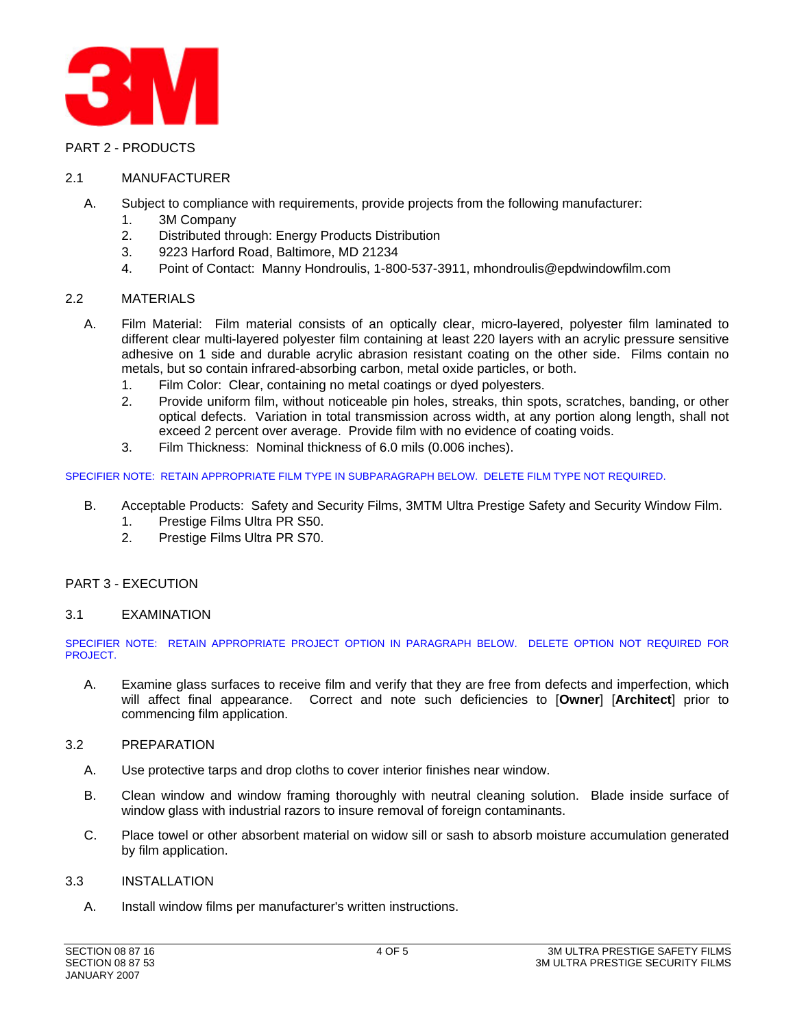## PART 2 - PRODUCTS

### 2.1 MANUFACTURER

A. Subject to compliance with requirements, provide projects from the following manufacturer:
   1. 3M Company
   2. Distributed through: Energy Products Distribution
   3. 9223 Harford Road, Baltimore, MD 21234
   4. Point of Contact: Manny Hondroulis, 1-800-537-3911, mhondroulis@epdwindowfilm.com

### 2.2 MATERIALS

A. Film Material: Film material consists of an optically clear, micro-layered, polyester film laminated to different clear multi-layered polyester film containing at least 220 layers with an acrylic pressure sensitive adhesive on 1 side and durable acrylic abrasion resistant coating on the other side. Films contain no metals, but so contain infrared-absorbing carbon, metal oxide particles, or both.
   1. Film Color: Clear, containing no metal coatings or dyed polyesters.
   2. Provide uniform film, without noticeable pin holes, streaks, thin spots, scratches, banding, or other optical defects. Variation in total transmission across width, at any portion along length, shall not exceed 2 percent over average. Provide film with no evidence of coating voids.
   3. Film Thickness: Nominal thickness of 6.0 mils (0.006 inches).

SPECIFIER NOTE: RETAIN APPROPRIATE FILM TYPE IN SUBPARAGRAPH BELOW. DELETE FILM TYPE NOT REQUIRED.

B. Acceptable Products: Safety and Security Films, 3MTM Ultra Prestige Safety and Security Window Film.
   1. Prestige Films Ultra PR S50.
   2. Prestige Films Ultra PR S70.

## PART 3 - EXECUTION

### 3.1 EXAMINATION

SPECIFIER NOTE: RETAIN APPROPRIATE PROJECT OPTION IN PARAGRAPH BELOW. DELETE OPTION NOT REQUIRED FOR PROJECT.

A. Examine glass surfaces to receive film and verify that they are free from defects and imperfection, which will affect final appearance. Correct and note such deficiencies to [**Owner**] [**Architect**] prior to commencing film application.

### 3.2 PREPARATION

A. Use protective tarps and drop cloths to cover interior finishes near window.

B. Clean window and window framing thoroughly with neutral cleaning solution. Blade inside surface of window glass with industrial razors to insure removal of foreign contaminants.

C. Place towel or other absorbent material on widow sill or sash to absorb moisture accumulation generated by film application.

### 3.3 INSTALLATION

A. Install window films per manufacturer's written instructions.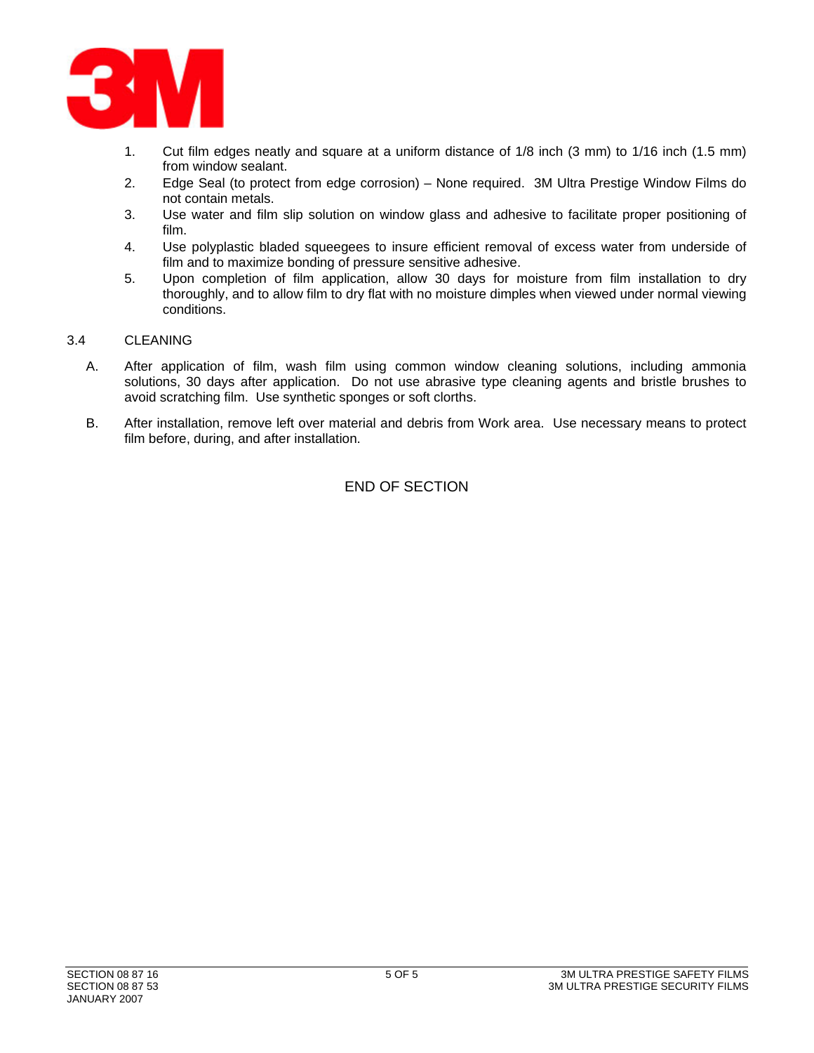1. Cut film edges neatly and square at a uniform distance of 1/8 inch (3 mm) to 1/16 inch (1.5 mm) from window sealant.
2. Edge Seal (to protect from edge corrosion) – None required. 3M Ultra Prestige Window Films do not contain metals.
3. Use water and film slip solution on window glass and adhesive to facilitate proper positioning of film.
4. Use polyplastic bladed squeegees to insure efficient removal of excess water from underside of film and to maximize bonding of pressure sensitive adhesive.
5. Upon completion of film application, allow 30 days for moisture from film installation to dry thoroughly, and to allow film to dry flat with no moisture dimples when viewed under normal viewing conditions.

## 3.4 CLEANING

A. After application of film, wash film using common window cleaning solutions, including ammonia solutions, 30 days after application. Do not use abrasive type cleaning agents and bristle brushes to avoid scratching film. Use synthetic sponges or soft clorths.

B. After installation, remove left over material and debris from Work area. Use necessary means to protect film before, during, and after installation.

END OF SECTION